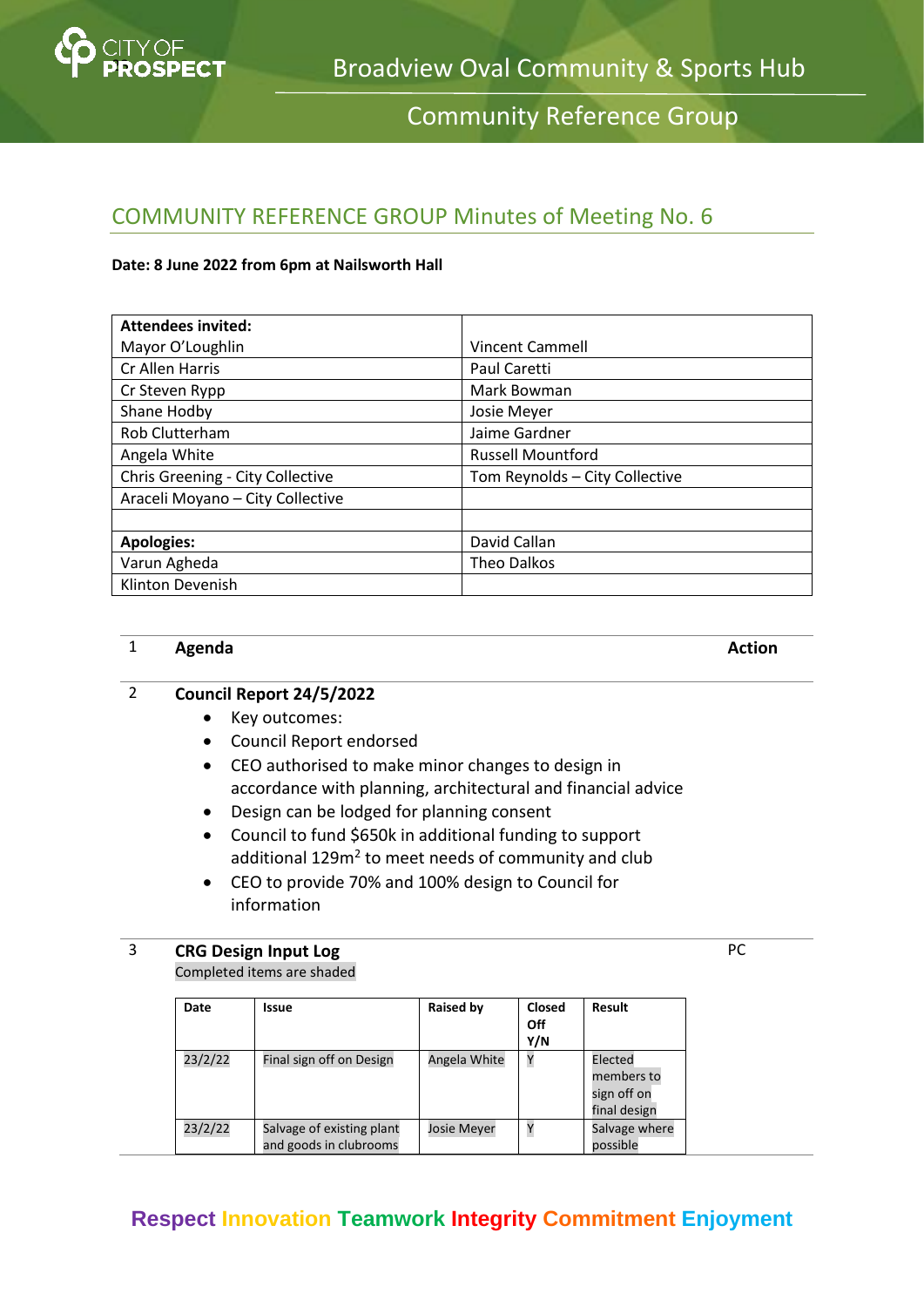# Broadview Oval Community & Sports Hub

## Community Reference Group

## COMMUNITY REFERENCE GROUP Minutes of Meeting No. 6

**Date: 8 June 2022 from 6pm at Nailsworth Hall**

| **Attendees invited:** | |
|---|---|
| Mayor O'Loughlin | Vincent Cammell |
| Cr Allen Harris | Paul Caretti |
| Cr Steven Rypp | Mark Bowman |
| Shane Hodby | Josie Meyer |
| Rob Clutterham | Jaime Gardner |
| Angela White | Russell Mountford |
| Chris Greening - City Collective | Tom Reynolds – City Collective |
| Araceli Moyano – City Collective | |
| | |
| **Apologies:** | David Callan |
| Varun Agheda | Theo Dalkos |
| Klinton Devenish | |

| | | |
|---|---|---|
| 1 | **Agenda** | **Action** |
| 2 | **Council Report 24/5/2022** | |

- Key outcomes:
- Council Report endorsed
- CEO authorised to make minor changes to design in accordance with planning, architectural and financial advice
- Design can be lodged for planning consent
- Council to fund $650k in additional funding to support additional 129m$^2$ to meet needs of community and club
- CEO to provide 70% and 100% design to Council for information

3 **CRG Design Input Log** — Action: PC

Completed items are shaded

| Date | Issue | Raised by | Closed Off Y/N | Result |
|---|---|---|---|---|
| 23/2/22 | Final sign off on Design | Angela White | Y | Elected members to sign off on final design |
| 23/2/22 | Salvage of existing plant and goods in clubrooms | Josie Meyer | Y | Salvage where possible |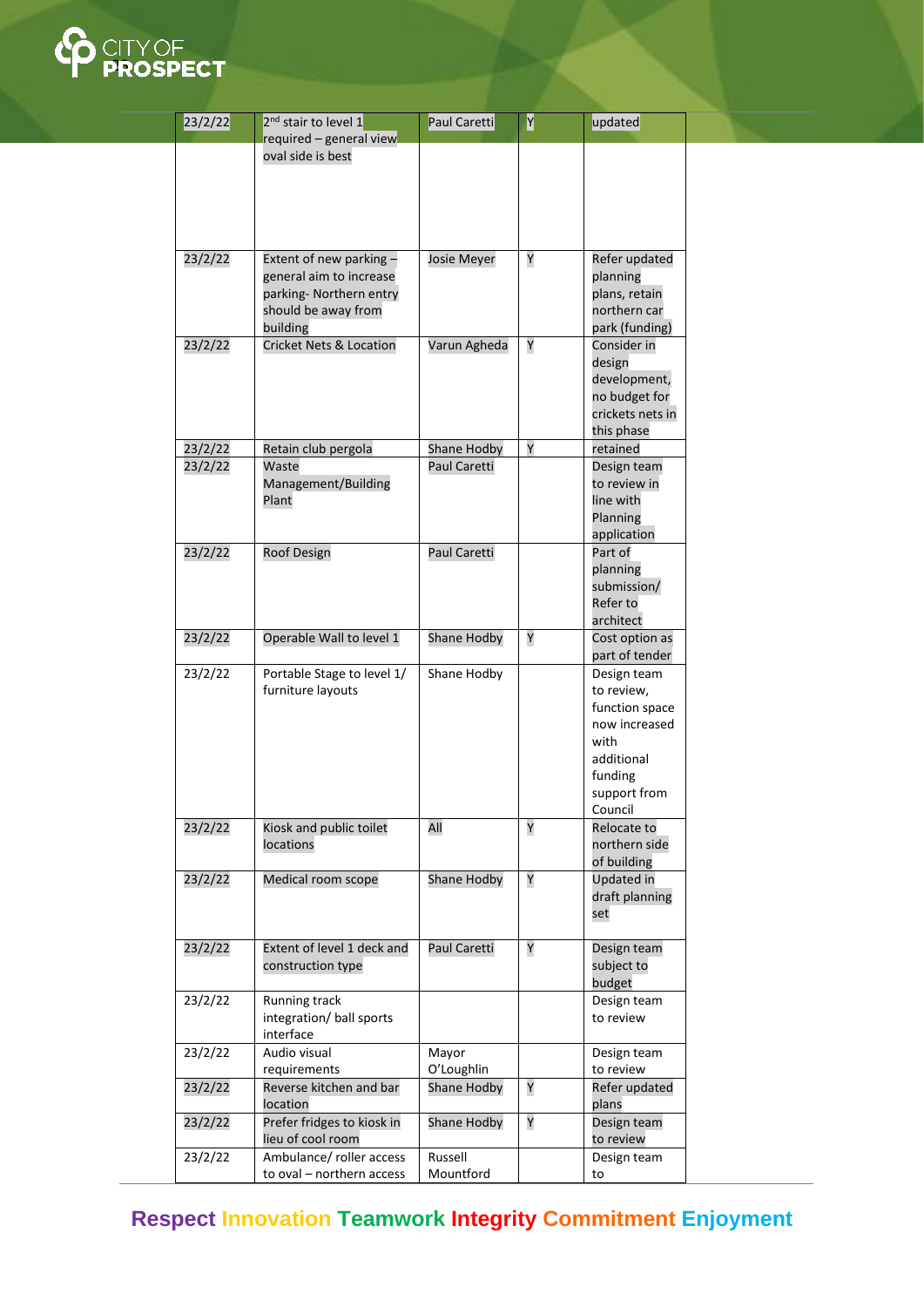| 23/2/22 | 2nd stair to level 1 required – general view oval side is best | Paul Caretti | Y | updated |
|---|---|---|---|---|
| 23/2/22 | Extent of new parking – general aim to increase parking- Northern entry should be away from building | Josie Meyer | Y | Refer updated planning plans, retain northern car park (funding) |
| 23/2/22 | Cricket Nets & Location | Varun Agheda | Y | Consider in design development, no budget for crickets nets in this phase |
| 23/2/22 | Retain club pergola | Shane Hodby | Y | retained |
| 23/2/22 | Waste Management/Building Plant | Paul Caretti | | Design team to review in line with Planning application |
| 23/2/22 | Roof Design | Paul Caretti | | Part of planning submission/ Refer to architect |
| 23/2/22 | Operable Wall to level 1 | Shane Hodby | Y | Cost option as part of tender |
| 23/2/22 | Portable Stage to level 1/ furniture layouts | Shane Hodby | | Design team to review, function space now increased with additional funding support from Council |
| 23/2/22 | Kiosk and public toilet locations | All | Y | Relocate to northern side of building |
| 23/2/22 | Medical room scope | Shane Hodby | Y | Updated in draft planning set |
| 23/2/22 | Extent of level 1 deck and construction type | Paul Caretti | Y | Design team subject to budget |
| 23/2/22 | Running track integration/ ball sports interface | | | Design team to review |
| 23/2/22 | Audio visual requirements | Mayor O'Loughlin | | Design team to review |
| 23/2/22 | Reverse kitchen and bar location | Shane Hodby | Y | Refer updated plans |
| 23/2/22 | Prefer fridges to kiosk in lieu of cool room | Shane Hodby | Y | Design team to review |
| 23/2/22 | Ambulance/ roller access to oval – northern access | Russell Mountford | | Design team to |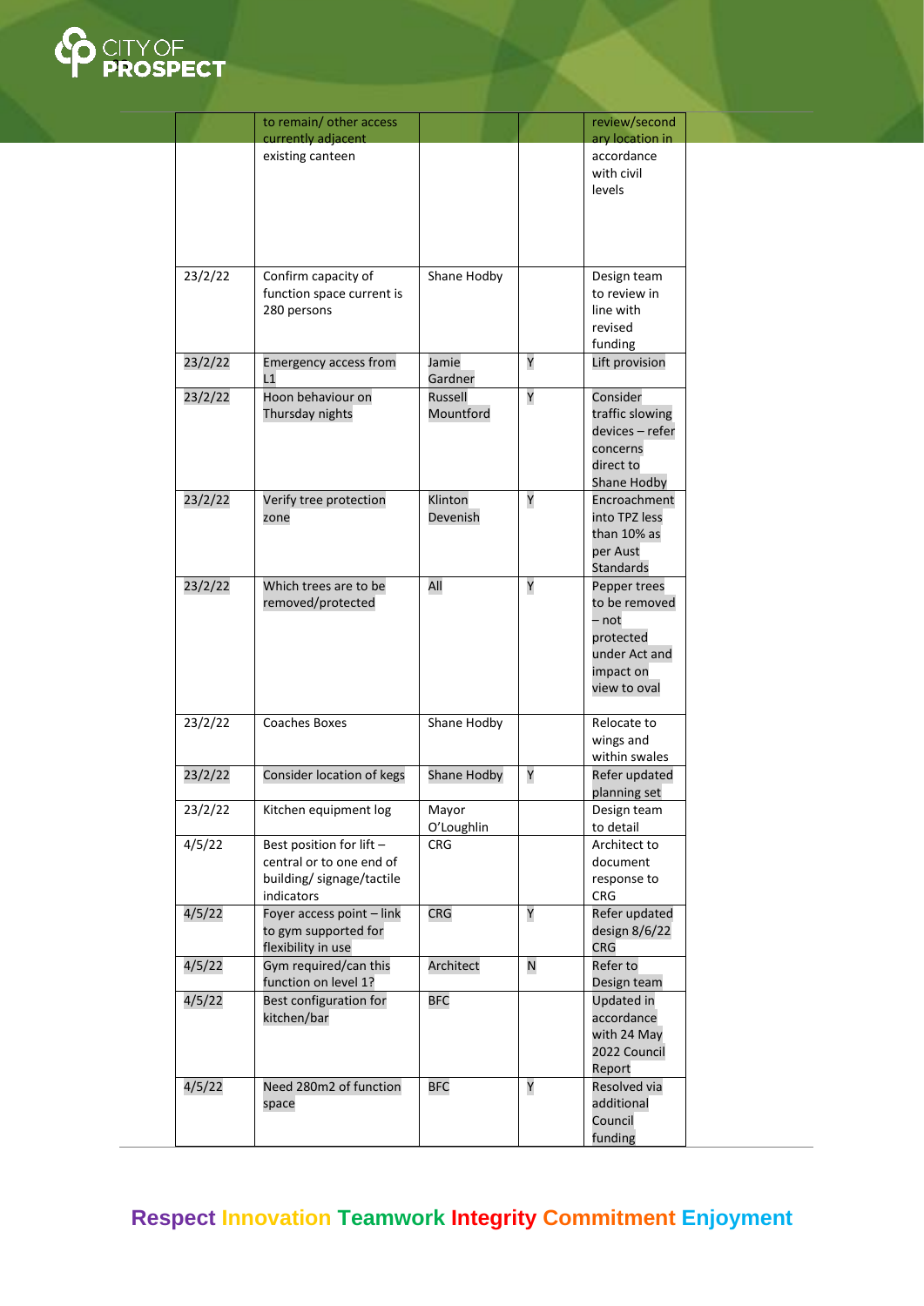| | | | | |
|---|---|---|---|---|
| | to remain/ other access currently adjacent existing canteen | | | review/secondary location in accordance with civil levels |
| 23/2/22 | Confirm capacity of function space current is 280 persons | Shane Hodby | | Design team to review in line with revised funding |
| 23/2/22 | Emergency access from L1 | Jamie Gardner | Y | Lift provision |
| 23/2/22 | Hoon behaviour on Thursday nights | Russell Mountford | Y | Consider traffic slowing devices – refer concerns direct to Shane Hodby |
| 23/2/22 | Verify tree protection zone | Klinton Devenish | Y | Encroachment into TPZ less than 10% as per Aust Standards |
| 23/2/22 | Which trees are to be removed/protected | All | Y | Pepper trees to be removed – not protected under Act and impact on view to oval |
| 23/2/22 | Coaches Boxes | Shane Hodby | | Relocate to wings and within swales |
| 23/2/22 | Consider location of kegs | Shane Hodby | Y | Refer updated planning set |
| 23/2/22 | Kitchen equipment log | Mayor O'Loughlin | | Design team to detail |
| 4/5/22 | Best position for lift – central or to one end of building/ signage/tactile indicators | CRG | | Architect to document response to CRG |
| 4/5/22 | Foyer access point – link to gym supported for flexibility in use | CRG | Y | Refer updated design 8/6/22 CRG |
| 4/5/22 | Gym required/can this function on level 1? | Architect | N | Refer to Design team |
| 4/5/22 | Best configuration for kitchen/bar | BFC | | Updated in accordance with 24 May 2022 Council Report |
| 4/5/22 | Need 280m2 of function space | BFC | Y | Resolved via additional Council funding |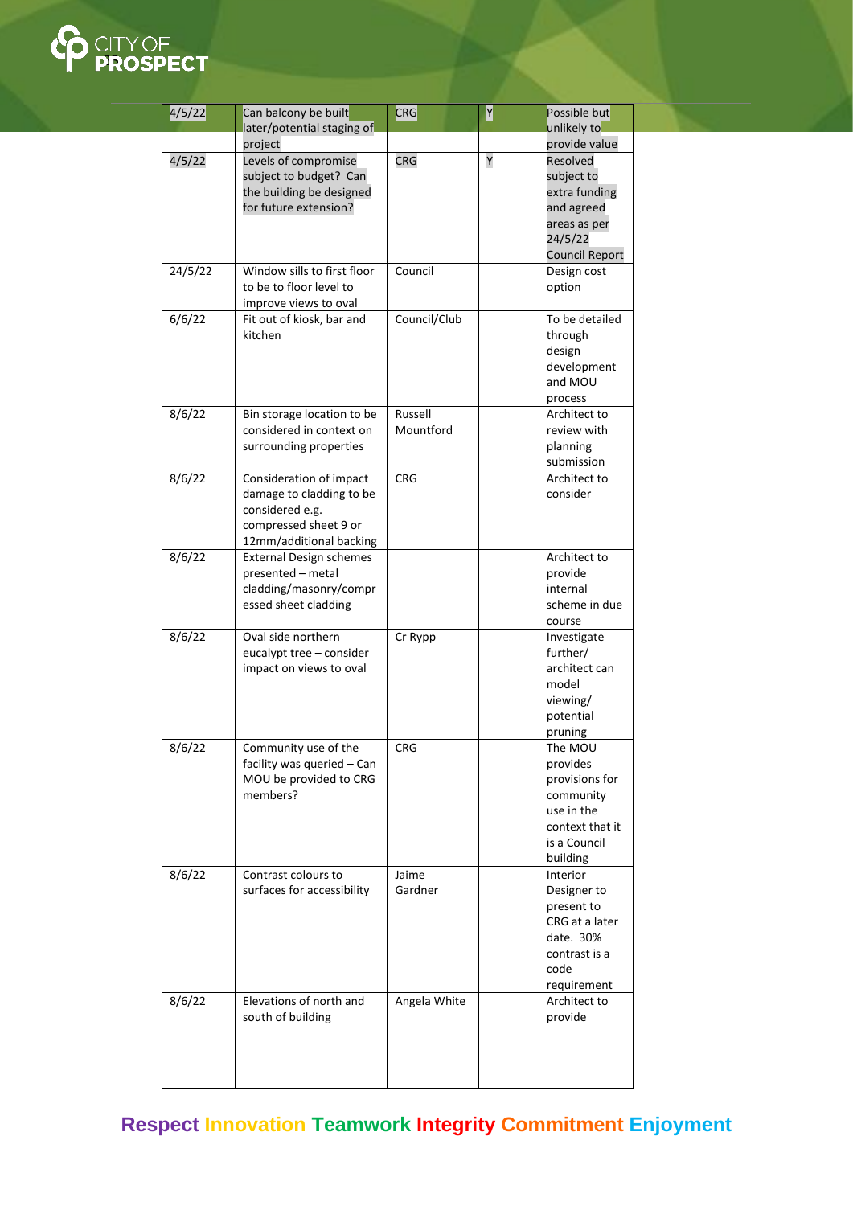| 4/5/22 | Can balcony be built later/potential staging of project | CRG | Y | Possible but unlikely to provide value |
|---|---|---|---|---|
| 4/5/22 | Levels of compromise subject to budget? Can the building be designed for future extension? | CRG | Y | Resolved subject to extra funding and agreed areas as per 24/5/22 Council Report |
| 24/5/22 | Window sills to first floor to be to floor level to improve views to oval | Council | | Design cost option |
| 6/6/22 | Fit out of kiosk, bar and kitchen | Council/Club | | To be detailed through design development and MOU process |
| 8/6/22 | Bin storage location to be considered in context on surrounding properties | Russell Mountford | | Architect to review with planning submission |
| 8/6/22 | Consideration of impact damage to cladding to be considered e.g. compressed sheet 9 or 12mm/additional backing | CRG | | Architect to consider |
| 8/6/22 | External Design schemes presented – metal cladding/masonry/compressed sheet cladding | | | Architect to provide internal scheme in due course |
| 8/6/22 | Oval side northern eucalypt tree – consider impact on views to oval | Cr Rypp | | Investigate further/ architect can model viewing/ potential pruning |
| 8/6/22 | Community use of the facility was queried – Can MOU be provided to CRG members? | CRG | | The MOU provides provisions for community use in the context that it is a Council building |
| 8/6/22 | Contrast colours to surfaces for accessibility | Jaime Gardner | | Interior Designer to present to CRG at a later date. 30% contrast is a code requirement |
| 8/6/22 | Elevations of north and south of building | Angela White | | Architect to provide |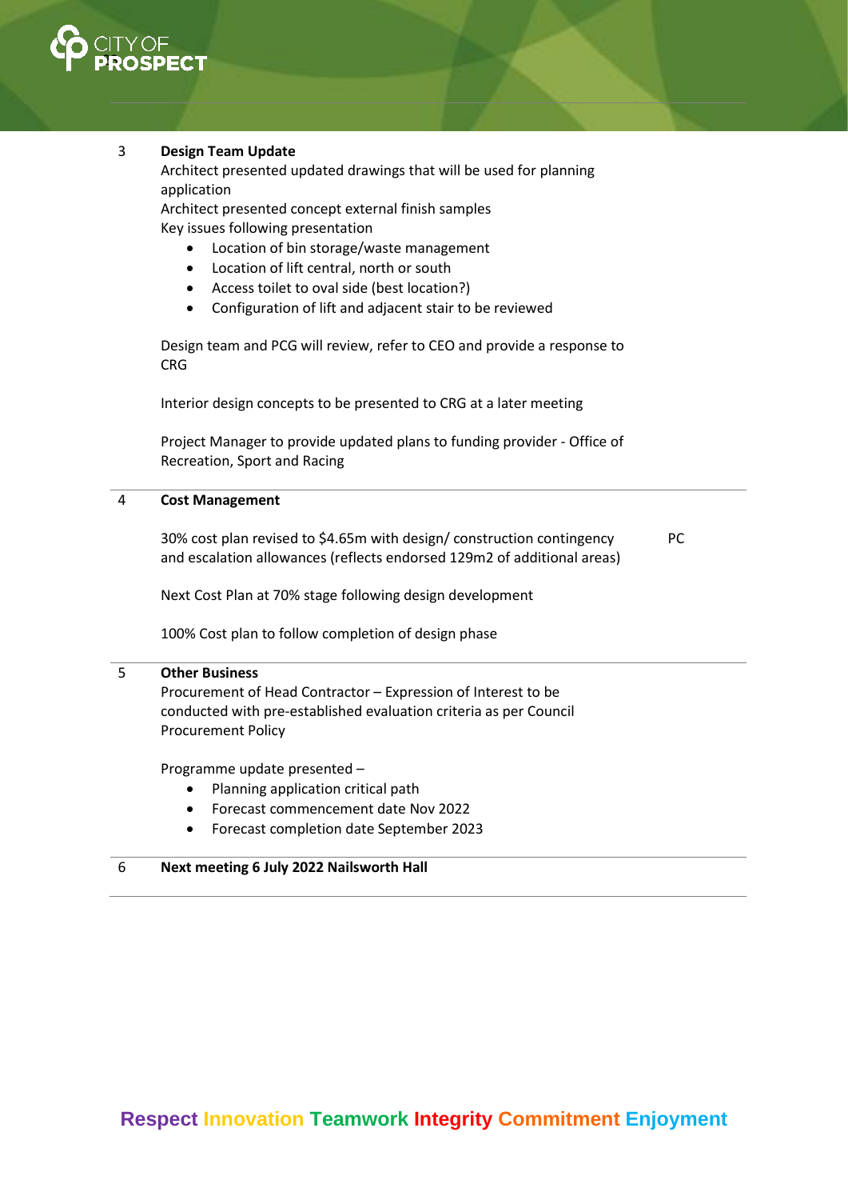| | | |
|---|---|---|
| 3 | **Design Team Update**<br>Architect presented updated drawings that will be used for planning application<br>Architect presented concept external finish samples<br>Key issues following presentation<br>• Location of bin storage/waste management<br>• Location of lift central, north or south<br>• Access toilet to oval side (best location?)<br>• Configuration of lift and adjacent stair to be reviewed<br><br>Design team and PCG will review, refer to CEO and provide a response to CRG<br><br>Interior design concepts to be presented to CRG at a later meeting<br><br>Project Manager to provide updated plans to funding provider - Office of Recreation, Sport and Racing | |
| 4 | **Cost Management**<br><br>30% cost plan revised to \$4.65m with design/ construction contingency and escalation allowances (reflects endorsed 129m2 of additional areas)<br><br>Next Cost Plan at 70% stage following design development<br><br>100% Cost plan to follow completion of design phase | PC |
| 5 | **Other Business**<br>Procurement of Head Contractor – Expression of Interest to be conducted with pre-established evaluation criteria as per Council Procurement Policy<br><br>Programme update presented –<br>• Planning application critical path<br>• Forecast commencement date Nov 2022<br>• Forecast completion date September 2023 | |
| 6 | **Next meeting 6 July 2022 Nailsworth Hall** | |